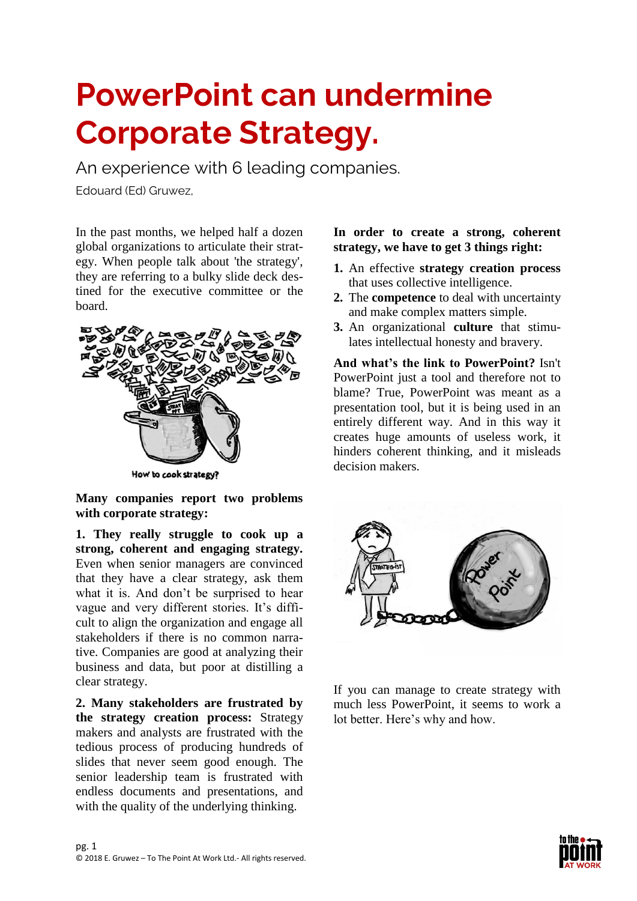# PowerPoint can undermine Corporate Strategy.

An experience with 6 leading companies.

Edouard (Ed) Gruwez,

In the past months, we helped half a dozen global organizations to articulate their strategy. When people talk about 'the strategy', they are referring to a bulky slide deck destined for the executive committee or the board.

How to cook strategy?

**Many companies report two problems with corporate strategy:**

**1. They really struggle to cook up a strong, coherent and engaging strategy.** Even when senior managers are convinced that they have a clear strategy, ask them what it is. And don't be surprised to hear vague and very different stories. It's difficult to align the organization and engage all stakeholders if there is no common narrative. Companies are good at analyzing their business and data, but poor at distilling a clear strategy.

**2. Many stakeholders are frustrated by the strategy creation process:** Strategy makers and analysts are frustrated with the tedious process of producing hundreds of slides that never seem good enough. The senior leadership team is frustrated with endless documents and presentations, and with the quality of the underlying thinking.

**In order to create a strong, coherent strategy, we have to get 3 things right:**

1. An effective **strategy creation process** that uses collective intelligence.
2. The **competence** to deal with uncertainty and make complex matters simple.
3. An organizational **culture** that stimulates intellectual honesty and bravery.

**And what's the link to PowerPoint?** Isn't PowerPoint just a tool and therefore not to blame? True, PowerPoint was meant as a presentation tool, but it is being used in an entirely different way. And in this way it creates huge amounts of useless work, it hinders coherent thinking, and it misleads decision makers.

If you can manage to create strategy with much less PowerPoint, it seems to work a lot better. Here's why and how.

© 2018 E. Gruwez – To The Point At Work Ltd.- All rights reserved.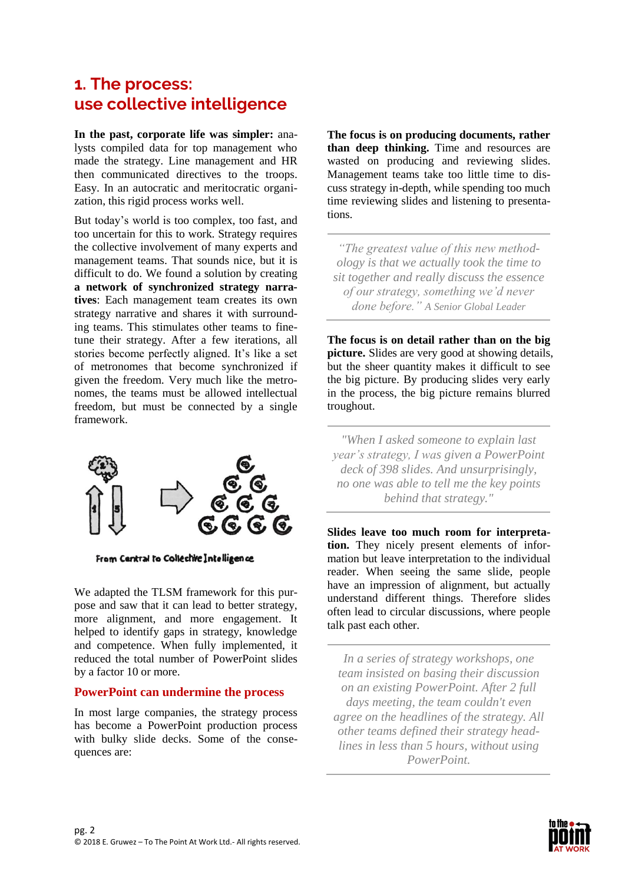## 1. The process: use collective intelligence

**In the past, corporate life was simpler:** analysts compiled data for top management who made the strategy. Line management and HR then communicated directives to the troops. Easy. In an autocratic and meritocratic organization, this rigid process works well.

But today's world is too complex, too fast, and too uncertain for this to work. Strategy requires the collective involvement of many experts and management teams. That sounds nice, but it is difficult to do. We found a solution by creating **a network of synchronized strategy narratives**: Each management team creates its own strategy narrative and shares it with surrounding teams. This stimulates other teams to fine-tune their strategy. After a few iterations, all stories become perfectly aligned. It's like a set of metronomes that become synchronized if given the freedom. Very much like the metronomes, the teams must be allowed intellectual freedom, but must be connected by a single framework.

From Central to Collective Intelligence

We adapted the TLSM framework for this purpose and saw that it can lead to better strategy, more alignment, and more engagement. It helped to identify gaps in strategy, knowledge and competence. When fully implemented, it reduced the total number of PowerPoint slides by a factor 10 or more.

### PowerPoint can undermine the process

In most large companies, the strategy process has become a PowerPoint production process with bulky slide decks. Some of the consequences are:

**The focus is on producing documents, rather than deep thinking.** Time and resources are wasted on producing and reviewing slides. Management teams take too little time to discuss strategy in-depth, while spending too much time reviewing slides and listening to presentations.

> *"The greatest value of this new methodology is that we actually took the time to sit together and really discuss the essence of our strategy, something we'd never done before."* A Senior Global Leader

**The focus is on detail rather than on the big picture.** Slides are very good at showing details, but the sheer quantity makes it difficult to see the big picture. By producing slides very early in the process, the big picture remains blurred troughout.

> *"When I asked someone to explain last year's strategy, I was given a PowerPoint deck of 398 slides. And unsurprisingly, no one was able to tell me the key points behind that strategy."*

**Slides leave too much room for interpretation.** They nicely present elements of information but leave interpretation to the individual reader. When seeing the same slide, people have an impression of alignment, but actually understand different things. Therefore slides often lead to circular discussions, where people talk past each other.

> *In a series of strategy workshops, one team insisted on basing their discussion on an existing PowerPoint. After 2 full days meeting, the team couldn't even agree on the headlines of the strategy. All other teams defined their strategy headlines in less than 5 hours, without using PowerPoint.*

© 2018 E. Gruwez – To The Point At Work Ltd.- All rights reserved.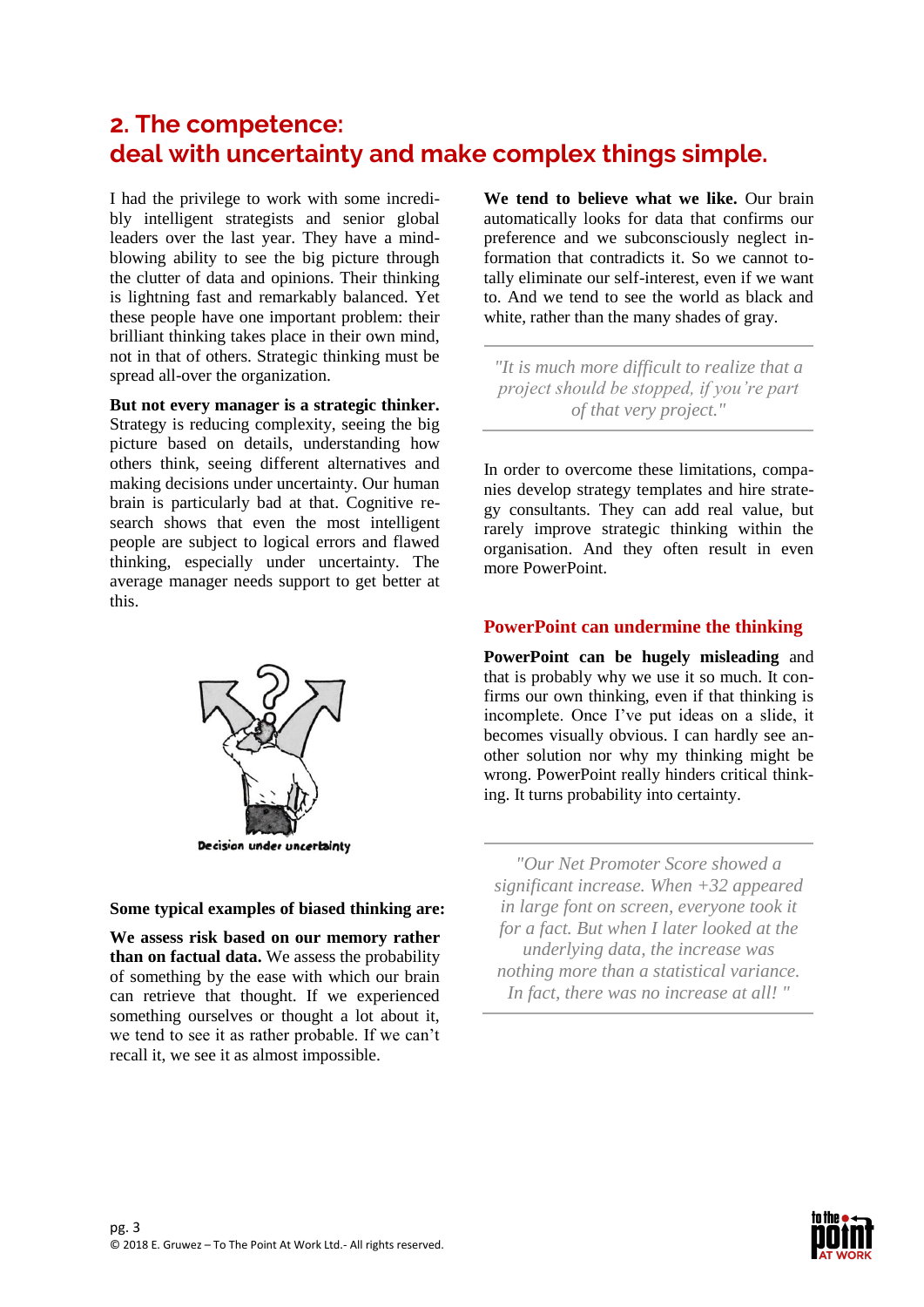## 2. The competence: deal with uncertainty and make complex things simple.

I had the privilege to work with some incredibly intelligent strategists and senior global leaders over the last year. They have a mind-blowing ability to see the big picture through the clutter of data and opinions. Their thinking is lightning fast and remarkably balanced. Yet these people have one important problem: their brilliant thinking takes place in their own mind, not in that of others. Strategic thinking must be spread all-over the organization.

**But not every manager is a strategic thinker.** Strategy is reducing complexity, seeing the big picture based on details, understanding how others think, seeing different alternatives and making decisions under uncertainty. Our human brain is particularly bad at that. Cognitive research shows that even the most intelligent people are subject to logical errors and flawed thinking, especially under uncertainty. The average manager needs support to get better at this.

Decision under uncertainty

**Some typical examples of biased thinking are:**

**We assess risk based on our memory rather than on factual data.** We assess the probability of something by the ease with which our brain can retrieve that thought. If we experienced something ourselves or thought a lot about it, we tend to see it as rather probable. If we can't recall it, we see it as almost impossible.

**We tend to believe what we like.** Our brain automatically looks for data that confirms our preference and we subconsciously neglect information that contradicts it. So we cannot totally eliminate our self-interest, even if we want to. And we tend to see the world as black and white, rather than the many shades of gray.

> *"It is much more difficult to realize that a project should be stopped, if you're part of that very project."*

In order to overcome these limitations, companies develop strategy templates and hire strategy consultants. They can add real value, but rarely improve strategic thinking within the organisation. And they often result in even more PowerPoint.

### PowerPoint can undermine the thinking

**PowerPoint can be hugely misleading** and that is probably why we use it so much. It confirms our own thinking, even if that thinking is incomplete. Once I've put ideas on a slide, it becomes visually obvious. I can hardly see another solution nor why my thinking might be wrong. PowerPoint really hinders critical thinking. It turns probability into certainty.

> *"Our Net Promoter Score showed a significant increase. When +32 appeared in large font on screen, everyone took it for a fact. But when I later looked at the underlying data, the increase was nothing more than a statistical variance. In fact, there was no increase at all! "*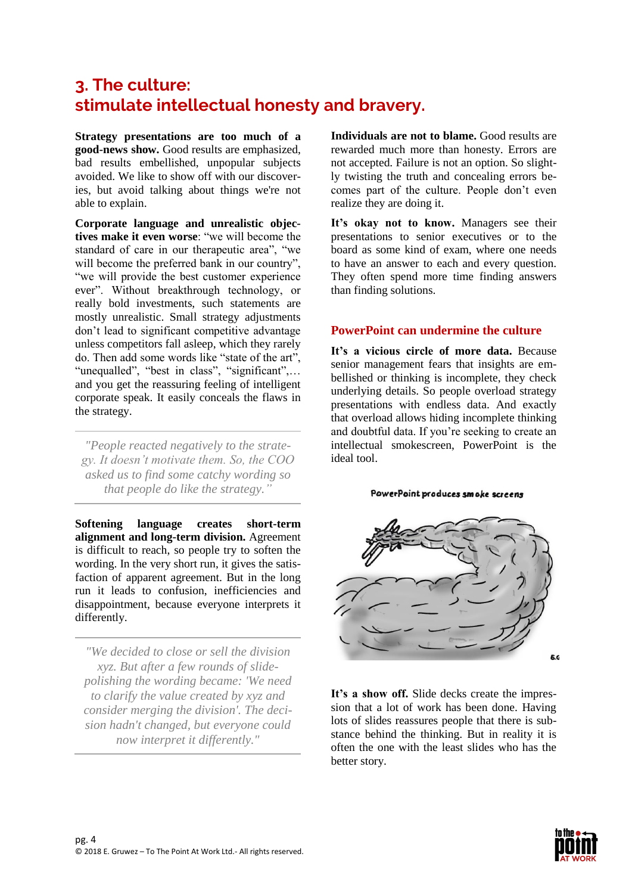## 3. The culture: stimulate intellectual honesty and bravery.

**Strategy presentations are too much of a good-news show.** Good results are emphasized, bad results embellished, unpopular subjects avoided. We like to show off with our discoveries, but avoid talking about things we're not able to explain.

**Corporate language and unrealistic objectives make it even worse**: "we will become the standard of care in our therapeutic area", "we will become the preferred bank in our country", "we will provide the best customer experience ever". Without breakthrough technology, or really bold investments, such statements are mostly unrealistic. Small strategy adjustments don't lead to significant competitive advantage unless competitors fall asleep, which they rarely do. Then add some words like "state of the art", "unequalled", "best in class", "significant",… and you get the reassuring feeling of intelligent corporate speak. It easily conceals the flaws in the strategy.

> *"People reacted negatively to the strategy. It doesn't motivate them. So, the COO asked us to find some catchy wording so that people do like the strategy."*

**Softening language creates short-term alignment and long-term division.** Agreement is difficult to reach, so people try to soften the wording. In the very short run, it gives the satisfaction of apparent agreement. But in the long run it leads to confusion, inefficiencies and disappointment, because everyone interprets it differently.

> *"We decided to close or sell the division xyz. But after a few rounds of slide-polishing the wording became: 'We need to clarify the value created by xyz and consider merging the division'. The decision hadn't changed, but everyone could now interpret it differently."*

**Individuals are not to blame.** Good results are rewarded much more than honesty. Errors are not accepted. Failure is not an option. So slightly twisting the truth and concealing errors becomes part of the culture. People don't even realize they are doing it.

**It's okay not to know.** Managers see their presentations to senior executives or to the board as some kind of exam, where one needs to have an answer to each and every question. They often spend more time finding answers than finding solutions.

### PowerPoint can undermine the culture

**It's a vicious circle of more data.** Because senior management fears that insights are embellished or thinking is incomplete, they check underlying details. So people overload strategy presentations with endless data. And exactly that overload allows hiding incomplete thinking and doubtful data. If you're seeking to create an intellectual smokescreen, PowerPoint is the ideal tool.

PowerPoint produces smoke screens

**It's a show off.** Slide decks create the impression that a lot of work has been done. Having lots of slides reassures people that there is substance behind the thinking. But in reality it is often the one with the least slides who has the better story.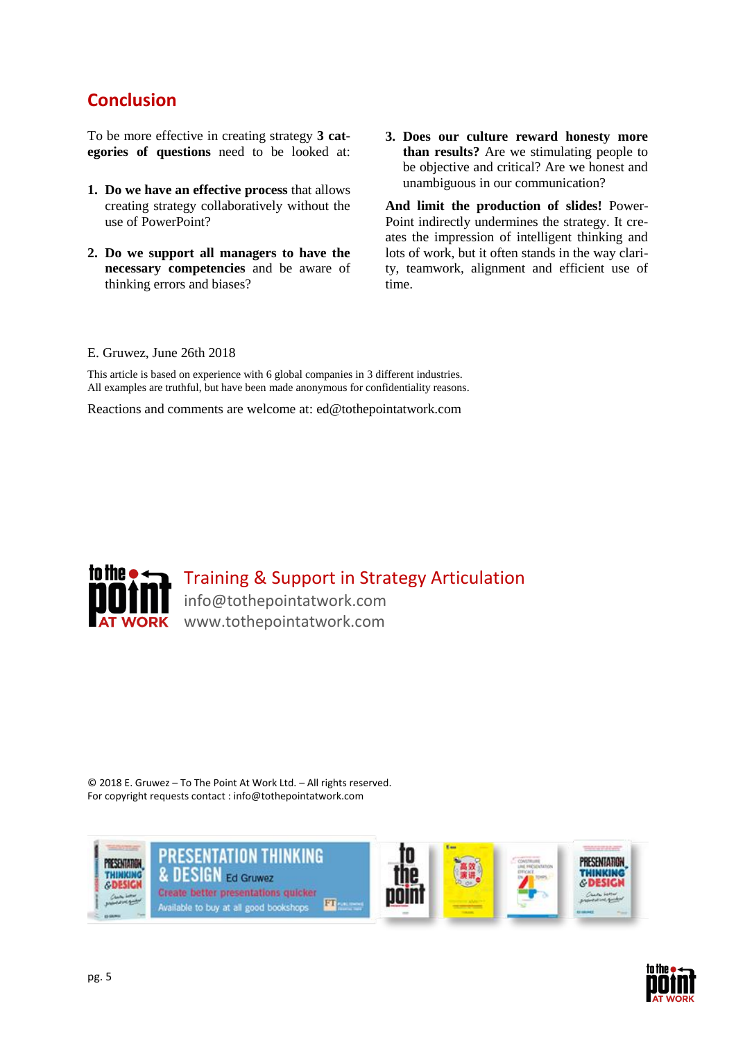## Conclusion

To be more effective in creating strategy **3 categories of questions** need to be looked at:

1. **Do we have an effective process** that allows creating strategy collaboratively without the use of PowerPoint?

2. **Do we support all managers to have the necessary competencies** and be aware of thinking errors and biases?

3. **Does our culture reward honesty more than results?** Are we stimulating people to be objective and critical? Are we honest and unambiguous in our communication?

**And limit the production of slides!** PowerPoint indirectly undermines the strategy. It creates the impression of intelligent thinking and lots of work, but it often stands in the way clarity, teamwork, alignment and efficient use of time.

E. Gruwez, June 26th 2018

This article is based on experience with 6 global companies in 3 different industries.
All examples are truthful, but have been made anonymous for confidentiality reasons.

Reactions and comments are welcome at: ed@tothepointatwork.com

to the point AT WORK

Training & Support in Strategy Articulation
info@tothepointatwork.com
www.tothepointatwork.com

© 2018 E. Gruwez – To The Point At Work Ltd. – All rights reserved.
For copyright requests contact : info@tothepointatwork.com

PRESENTATION THINKING & DESIGN Ed Gruwez
Create better presentations quicker
Available to buy at all good bookshops